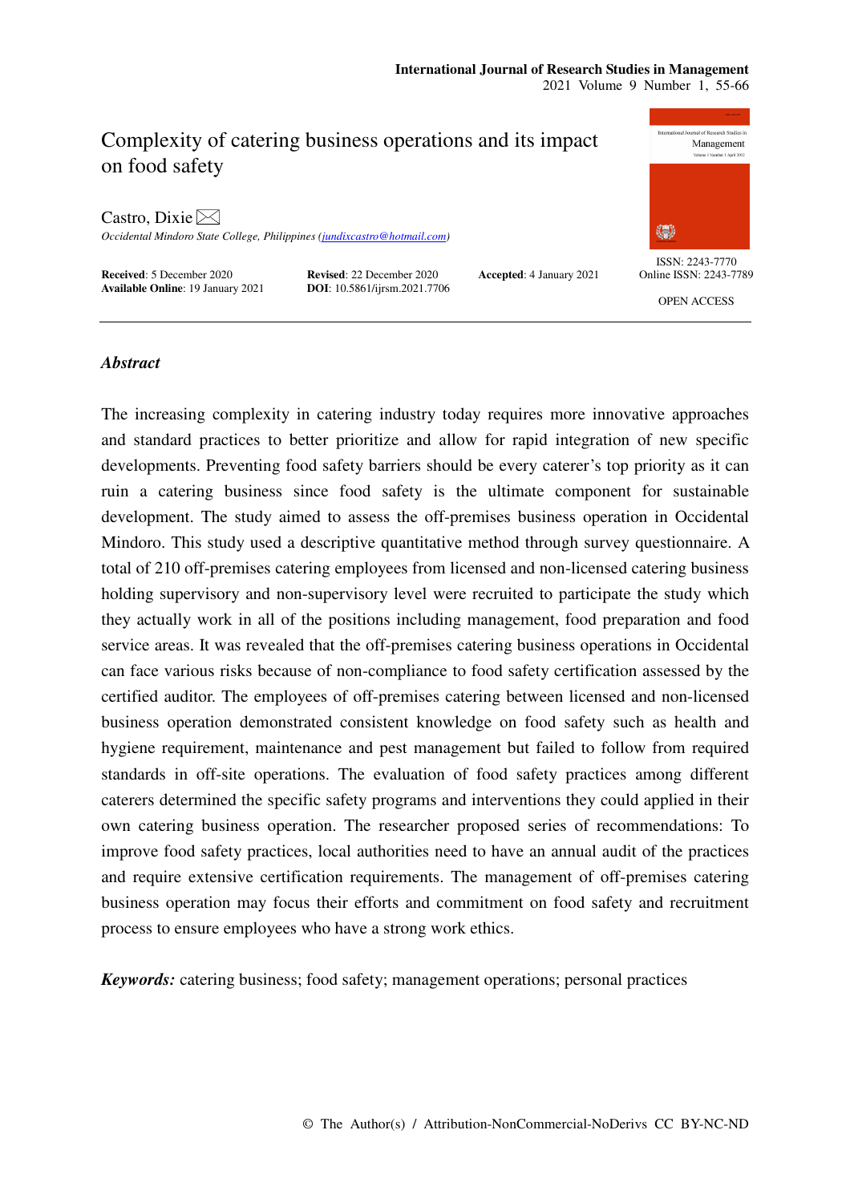# Complexity of catering business operations and its impact on food safety

Castro, Dixie

*Occidental Mindoro State College, Philippines (jundixcastro@hotmail.com)*

**Received**: 5 December 2020 **Revised**: 22 December 2020 **Accepted**: 4 January 2021
**Available Online**: 19 January 2021 **DOI**: 10.5861/ijrsm.2021.7706

ISSN: 2243-7770
Online ISSN: 2243-7789

OPEN ACCESS

## *Abstract*

The increasing complexity in catering industry today requires more innovative approaches and standard practices to better prioritize and allow for rapid integration of new specific developments. Preventing food safety barriers should be every caterer's top priority as it can ruin a catering business since food safety is the ultimate component for sustainable development. The study aimed to assess the off-premises business operation in Occidental Mindoro. This study used a descriptive quantitative method through survey questionnaire. A total of 210 off-premises catering employees from licensed and non-licensed catering business holding supervisory and non-supervisory level were recruited to participate the study which they actually work in all of the positions including management, food preparation and food service areas. It was revealed that the off-premises catering business operations in Occidental can face various risks because of non-compliance to food safety certification assessed by the certified auditor. The employees of off-premises catering between licensed and non-licensed business operation demonstrated consistent knowledge on food safety such as health and hygiene requirement, maintenance and pest management but failed to follow from required standards in off-site operations. The evaluation of food safety practices among different caterers determined the specific safety programs and interventions they could applied in their own catering business operation. The researcher proposed series of recommendations: To improve food safety practices, local authorities need to have an annual audit of the practices and require extensive certification requirements. The management of off-premises catering business operation may focus their efforts and commitment on food safety and recruitment process to ensure employees who have a strong work ethics.

***Keywords:*** catering business; food safety; management operations; personal practices

© The Author(s) / Attribution-NonCommercial-NoDerivs CC BY-NC-ND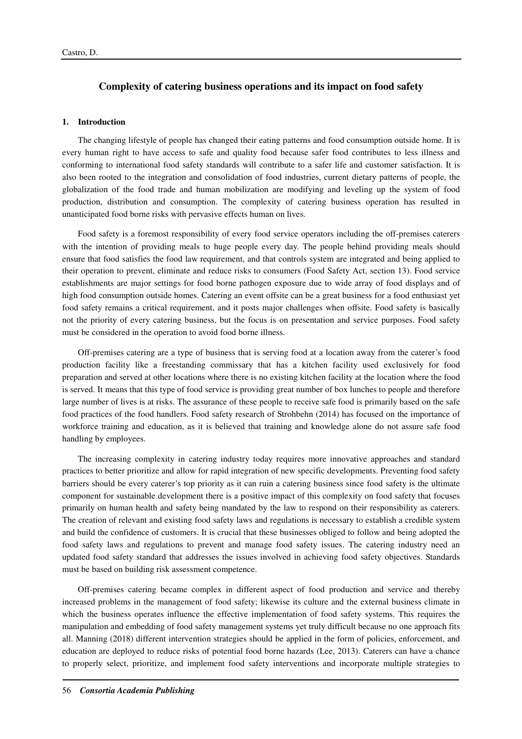## Complexity of catering business operations and its impact on food safety

### 1. Introduction

The changing lifestyle of people has changed their eating patterns and food consumption outside home. It is every human right to have access to safe and quality food because safer food contributes to less illness and conforming to international food safety standards will contribute to a safer life and customer satisfaction. It is also been rooted to the integration and consolidation of food industries, current dietary patterns of people, the globalization of the food trade and human mobilization are modifying and leveling up the system of food production, distribution and consumption. The complexity of catering business operation has resulted in unanticipated food borne risks with pervasive effects human on lives.

Food safety is a foremost responsibility of every food service operators including the off-premises caterers with the intention of providing meals to huge people every day. The people behind providing meals should ensure that food satisfies the food law requirement, and that controls system are integrated and being applied to their operation to prevent, eliminate and reduce risks to consumers (Food Safety Act, section 13). Food service establishments are major settings for food borne pathogen exposure due to wide array of food displays and of high food consumption outside homes. Catering an event offsite can be a great business for a food enthusiast yet food safety remains a critical requirement, and it posts major challenges when offsite. Food safety is basically not the priority of every catering business, but the focus is on presentation and service purposes. Food safety must be considered in the operation to avoid food borne illness.

Off-premises catering are a type of business that is serving food at a location away from the caterer's food production facility like a freestanding commissary that has a kitchen facility used exclusively for food preparation and served at other locations where there is no existing kitchen facility at the location where the food is served. It means that this type of food service is providing great number of box lunches to people and therefore large number of lives is at risks. The assurance of these people to receive safe food is primarily based on the safe food practices of the food handlers. Food safety research of Strohbehn (2014) has focused on the importance of workforce training and education, as it is believed that training and knowledge alone do not assure safe food handling by employees.

The increasing complexity in catering industry today requires more innovative approaches and standard practices to better prioritize and allow for rapid integration of new specific developments. Preventing food safety barriers should be every caterer's top priority as it can ruin a catering business since food safety is the ultimate component for sustainable development there is a positive impact of this complexity on food safety that focuses primarily on human health and safety being mandated by the law to respond on their responsibility as caterers. The creation of relevant and existing food safety laws and regulations is necessary to establish a credible system and build the confidence of customers. It is crucial that these businesses obliged to follow and being adopted the food safety laws and regulations to prevent and manage food safety issues. The catering industry need an updated food safety standard that addresses the issues involved in achieving food safety objectives. Standards must be based on building risk assessment competence.

Off-premises catering became complex in different aspect of food production and service and thereby increased problems in the management of food safety; likewise its culture and the external business climate in which the business operates influence the effective implementation of food safety systems. This requires the manipulation and embedding of food safety management systems yet truly difficult because no one approach fits all. Manning (2018) different intervention strategies should be applied in the form of policies, enforcement, and education are deployed to reduce risks of potential food borne hazards (Lee, 2013). Caterers can have a chance to properly select, prioritize, and implement food safety interventions and incorporate multiple strategies to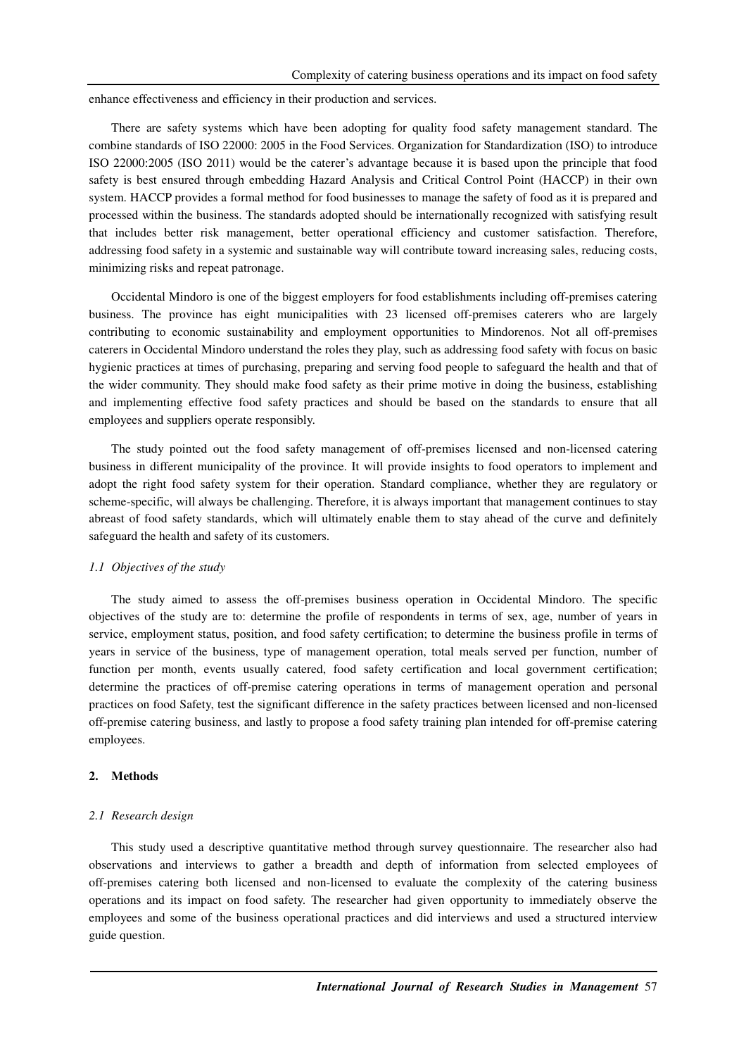enhance effectiveness and efficiency in their production and services.

There are safety systems which have been adopting for quality food safety management standard. The combine standards of ISO 22000: 2005 in the Food Services. Organization for Standardization (ISO) to introduce ISO 22000:2005 (ISO 2011) would be the caterer's advantage because it is based upon the principle that food safety is best ensured through embedding Hazard Analysis and Critical Control Point (HACCP) in their own system. HACCP provides a formal method for food businesses to manage the safety of food as it is prepared and processed within the business. The standards adopted should be internationally recognized with satisfying result that includes better risk management, better operational efficiency and customer satisfaction. Therefore, addressing food safety in a systemic and sustainable way will contribute toward increasing sales, reducing costs, minimizing risks and repeat patronage.

Occidental Mindoro is one of the biggest employers for food establishments including off-premises catering business. The province has eight municipalities with 23 licensed off-premises caterers who are largely contributing to economic sustainability and employment opportunities to Mindorenos. Not all off-premises caterers in Occidental Mindoro understand the roles they play, such as addressing food safety with focus on basic hygienic practices at times of purchasing, preparing and serving food people to safeguard the health and that of the wider community. They should make food safety as their prime motive in doing the business, establishing and implementing effective food safety practices and should be based on the standards to ensure that all employees and suppliers operate responsibly.

The study pointed out the food safety management of off-premises licensed and non-licensed catering business in different municipality of the province. It will provide insights to food operators to implement and adopt the right food safety system for their operation. Standard compliance, whether they are regulatory or scheme-specific, will always be challenging. Therefore, it is always important that management continues to stay abreast of food safety standards, which will ultimately enable them to stay ahead of the curve and definitely safeguard the health and safety of its customers.

### *1.1 Objectives of the study*

The study aimed to assess the off-premises business operation in Occidental Mindoro. The specific objectives of the study are to: determine the profile of respondents in terms of sex, age, number of years in service, employment status, position, and food safety certification; to determine the business profile in terms of years in service of the business, type of management operation, total meals served per function, number of function per month, events usually catered, food safety certification and local government certification; determine the practices of off-premise catering operations in terms of management operation and personal practices on food Safety, test the significant difference in the safety practices between licensed and non-licensed off-premise catering business, and lastly to propose a food safety training plan intended for off-premise catering employees.

## 2. Methods

### *2.1 Research design*

This study used a descriptive quantitative method through survey questionnaire. The researcher also had observations and interviews to gather a breadth and depth of information from selected employees of off-premises catering both licensed and non-licensed to evaluate the complexity of the catering business operations and its impact on food safety. The researcher had given opportunity to immediately observe the employees and some of the business operational practices and did interviews and used a structured interview guide question.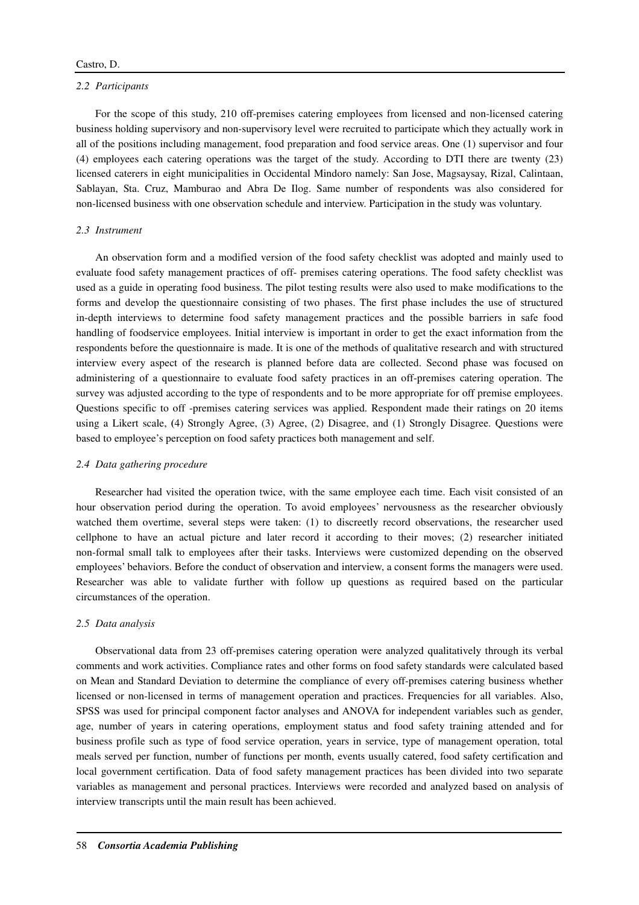### 2.2 Participants

For the scope of this study, 210 off-premises catering employees from licensed and non-licensed catering business holding supervisory and non-supervisory level were recruited to participate which they actually work in all of the positions including management, food preparation and food service areas. One (1) supervisor and four (4) employees each catering operations was the target of the study. According to DTI there are twenty (23) licensed caterers in eight municipalities in Occidental Mindoro namely: San Jose, Magsaysay, Rizal, Calintaan, Sablayan, Sta. Cruz, Mamburao and Abra De Ilog. Same number of respondents was also considered for non-licensed business with one observation schedule and interview. Participation in the study was voluntary.

### 2.3 Instrument

An observation form and a modified version of the food safety checklist was adopted and mainly used to evaluate food safety management practices of off- premises catering operations. The food safety checklist was used as a guide in operating food business. The pilot testing results were also used to make modifications to the forms and develop the questionnaire consisting of two phases. The first phase includes the use of structured in-depth interviews to determine food safety management practices and the possible barriers in safe food handling of foodservice employees. Initial interview is important in order to get the exact information from the respondents before the questionnaire is made. It is one of the methods of qualitative research and with structured interview every aspect of the research is planned before data are collected. Second phase was focused on administering of a questionnaire to evaluate food safety practices in an off-premises catering operation. The survey was adjusted according to the type of respondents and to be more appropriate for off premise employees. Questions specific to off -premises catering services was applied. Respondent made their ratings on 20 items using a Likert scale, (4) Strongly Agree, (3) Agree, (2) Disagree, and (1) Strongly Disagree. Questions were based to employee's perception on food safety practices both management and self.

### 2.4 Data gathering procedure

Researcher had visited the operation twice, with the same employee each time. Each visit consisted of an hour observation period during the operation. To avoid employees' nervousness as the researcher obviously watched them overtime, several steps were taken: (1) to discreetly record observations, the researcher used cellphone to have an actual picture and later record it according to their moves; (2) researcher initiated non-formal small talk to employees after their tasks. Interviews were customized depending on the observed employees' behaviors. Before the conduct of observation and interview, a consent forms the managers were used. Researcher was able to validate further with follow up questions as required based on the particular circumstances of the operation.

### 2.5 Data analysis

Observational data from 23 off-premises catering operation were analyzed qualitatively through its verbal comments and work activities. Compliance rates and other forms on food safety standards were calculated based on Mean and Standard Deviation to determine the compliance of every off-premises catering business whether licensed or non-licensed in terms of management operation and practices. Frequencies for all variables. Also, SPSS was used for principal component factor analyses and ANOVA for independent variables such as gender, age, number of years in catering operations, employment status and food safety training attended and for business profile such as type of food service operation, years in service, type of management operation, total meals served per function, number of functions per month, events usually catered, food safety certification and local government certification. Data of food safety management practices has been divided into two separate variables as management and personal practices. Interviews were recorded and analyzed based on analysis of interview transcripts until the main result has been achieved.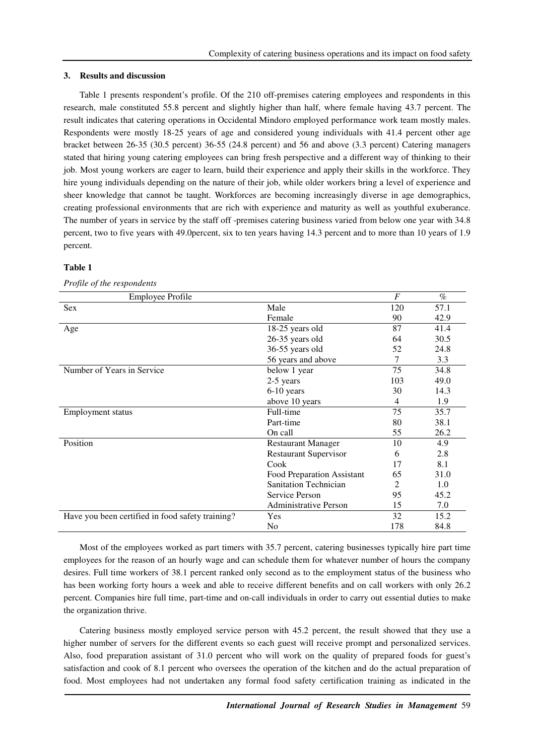## 3. Results and discussion

Table 1 presents respondent's profile. Of the 210 off-premises catering employees and respondents in this research, male constituted 55.8 percent and slightly higher than half, where female having 43.7 percent. The result indicates that catering operations in Occidental Mindoro employed performance work team mostly males. Respondents were mostly 18-25 years of age and considered young individuals with 41.4 percent other age bracket between 26-35 (30.5 percent) 36-55 (24.8 percent) and 56 and above (3.3 percent) Catering managers stated that hiring young catering employees can bring fresh perspective and a different way of thinking to their job. Most young workers are eager to learn, build their experience and apply their skills in the workforce. They hire young individuals depending on the nature of their job, while older workers bring a level of experience and sheer knowledge that cannot be taught. Workforces are becoming increasingly diverse in age demographics, creating professional environments that are rich with experience and maturity as well as youthful exuberance. The number of years in service by the staff off -premises catering business varied from below one year with 34.8 percent, two to five years with 49.0percent, six to ten years having 14.3 percent and to more than 10 years of 1.9 percent.

**Table 1**

*Profile of the respondents*

| Employee Profile | | *F* | % |
|---|---|---|---|
| Sex | Male | 120 | 57.1 |
| | Female | 90 | 42.9 |
| Age | 18-25 years old | 87 | 41.4 |
| | 26-35 years old | 64 | 30.5 |
| | 36-55 years old | 52 | 24.8 |
| | 56 years and above | 7 | 3.3 |
| Number of Years in Service | below 1 year | 75 | 34.8 |
| | 2-5 years | 103 | 49.0 |
| | 6-10 years | 30 | 14.3 |
| | above 10 years | 4 | 1.9 |
| Employment status | Full-time | 75 | 35.7 |
| | Part-time | 80 | 38.1 |
| | On call | 55 | 26.2 |
| Position | Restaurant Manager | 10 | 4.9 |
| | Restaurant Supervisor | 6 | 2.8 |
| | Cook | 17 | 8.1 |
| | Food Preparation Assistant | 65 | 31.0 |
| | Sanitation Technician | 2 | 1.0 |
| | Service Person | 95 | 45.2 |
| | Administrative Person | 15 | 7.0 |
| Have you been certified in food safety training? | Yes | 32 | 15.2 |
| | No | 178 | 84.8 |

Most of the employees worked as part timers with 35.7 percent, catering businesses typically hire part time employees for the reason of an hourly wage and can schedule them for whatever number of hours the company desires. Full time workers of 38.1 percent ranked only second as to the employment status of the business who has been working forty hours a week and able to receive different benefits and on call workers with only 26.2 percent. Companies hire full time, part-time and on-call individuals in order to carry out essential duties to make the organization thrive.

Catering business mostly employed service person with 45.2 percent, the result showed that they use a higher number of servers for the different events so each guest will receive prompt and personalized services. Also, food preparation assistant of 31.0 percent who will work on the quality of prepared foods for guest's satisfaction and cook of 8.1 percent who oversees the operation of the kitchen and do the actual preparation of food. Most employees had not undertaken any formal food safety certification training as indicated in the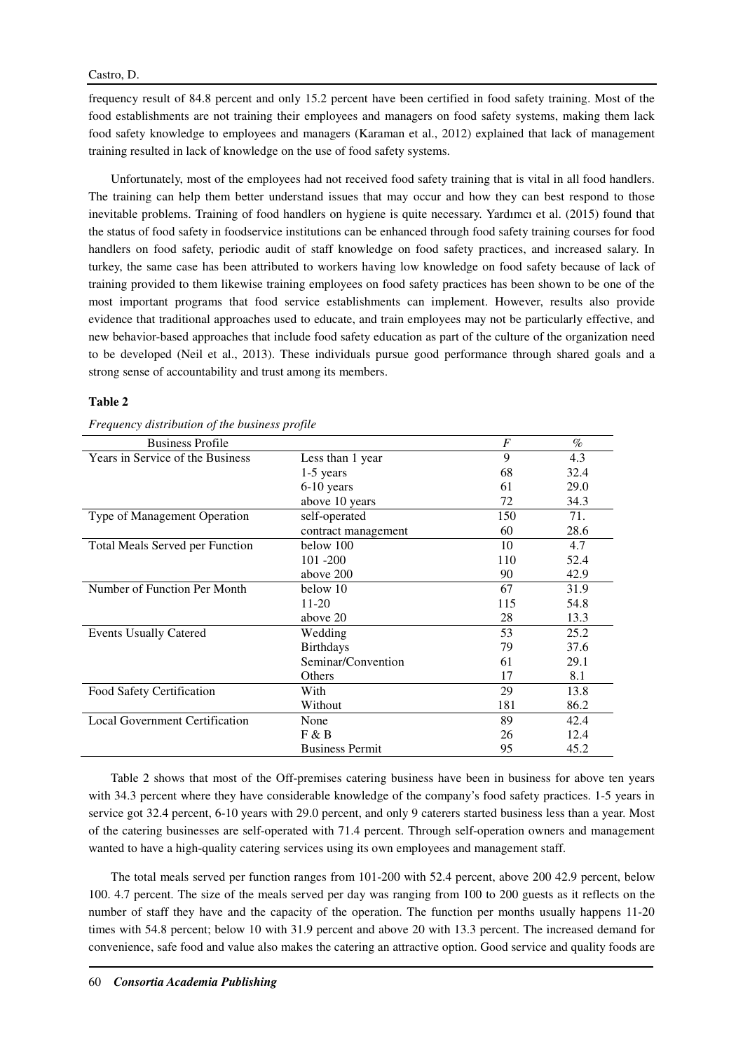frequency result of 84.8 percent and only 15.2 percent have been certified in food safety training. Most of the food establishments are not training their employees and managers on food safety systems, making them lack food safety knowledge to employees and managers (Karaman et al., 2012) explained that lack of management training resulted in lack of knowledge on the use of food safety systems.

Unfortunately, most of the employees had not received food safety training that is vital in all food handlers. The training can help them better understand issues that may occur and how they can best respond to those inevitable problems. Training of food handlers on hygiene is quite necessary. Yardımcı et al. (2015) found that the status of food safety in foodservice institutions can be enhanced through food safety training courses for food handlers on food safety, periodic audit of staff knowledge on food safety practices, and increased salary. In turkey, the same case has been attributed to workers having low knowledge on food safety because of lack of training provided to them likewise training employees on food safety practices has been shown to be one of the most important programs that food service establishments can implement. However, results also provide evidence that traditional approaches used to educate, and train employees may not be particularly effective, and new behavior-based approaches that include food safety education as part of the culture of the organization need to be developed (Neil et al., 2013). These individuals pursue good performance through shared goals and a strong sense of accountability and trust among its members.

**Table 2**

*Frequency distribution of the business profile*

| Business Profile | | *F* | % |
|---|---|---|---|
| Years in Service of the Business | Less than 1 year | 9 | 4.3 |
| | 1-5 years | 68 | 32.4 |
| | 6-10 years | 61 | 29.0 |
| | above 10 years | 72 | 34.3 |
| Type of Management Operation | self-operated | 150 | 71. |
| | contract management | 60 | 28.6 |
| Total Meals Served per Function | below 100 | 10 | 4.7 |
| | 101 -200 | 110 | 52.4 |
| | above 200 | 90 | 42.9 |
| Number of Function Per Month | below 10 | 67 | 31.9 |
| | 11-20 | 115 | 54.8 |
| | above 20 | 28 | 13.3 |
| Events Usually Catered | Wedding | 53 | 25.2 |
| | Birthdays | 79 | 37.6 |
| | Seminar/Convention | 61 | 29.1 |
| | Others | 17 | 8.1 |
| Food Safety Certification | With | 29 | 13.8 |
| | Without | 181 | 86.2 |
| Local Government Certification | None | 89 | 42.4 |
| | F & B | 26 | 12.4 |
| | Business Permit | 95 | 45.2 |

Table 2 shows that most of the Off-premises catering business have been in business for above ten years with 34.3 percent where they have considerable knowledge of the company's food safety practices. 1-5 years in service got 32.4 percent, 6-10 years with 29.0 percent, and only 9 caterers started business less than a year. Most of the catering businesses are self-operated with 71.4 percent. Through self-operation owners and management wanted to have a high-quality catering services using its own employees and management staff.

The total meals served per function ranges from 101-200 with 52.4 percent, above 200 42.9 percent, below 100. 4.7 percent. The size of the meals served per day was ranging from 100 to 200 guests as it reflects on the number of staff they have and the capacity of the operation. The function per months usually happens 11-20 times with 54.8 percent; below 10 with 31.9 percent and above 20 with 13.3 percent. The increased demand for convenience, safe food and value also makes the catering an attractive option. Good service and quality foods are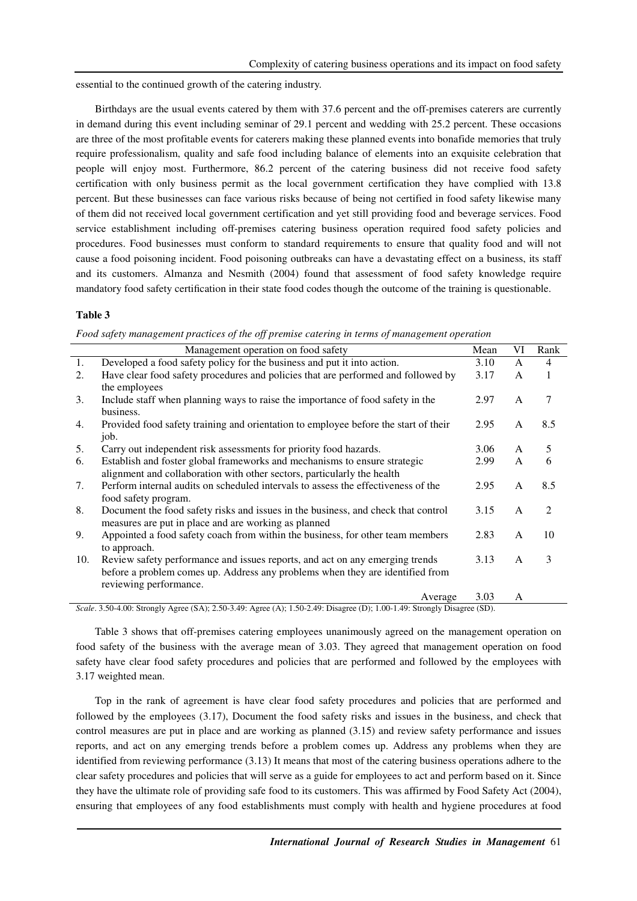essential to the continued growth of the catering industry.

Birthdays are the usual events catered by them with 37.6 percent and the off-premises caterers are currently in demand during this event including seminar of 29.1 percent and wedding with 25.2 percent. These occasions are three of the most profitable events for caterers making these planned events into bonafide memories that truly require professionalism, quality and safe food including balance of elements into an exquisite celebration that people will enjoy most. Furthermore, 86.2 percent of the catering business did not receive food safety certification with only business permit as the local government certification they have complied with 13.8 percent. But these businesses can face various risks because of being not certified in food safety likewise many of them did not received local government certification and yet still providing food and beverage services. Food service establishment including off-premises catering business operation required food safety policies and procedures. Food businesses must conform to standard requirements to ensure that quality food and will not cause a food poisoning incident. Food poisoning outbreaks can have a devastating effect on a business, its staff and its customers. Almanza and Nesmith (2004) found that assessment of food safety knowledge require mandatory food safety certification in their state food codes though the outcome of the training is questionable.

**Table 3**

*Food safety management practices of the off premise catering in terms of management operation*

| | Management operation on food safety | Mean | VI | Rank |
|---|---|---|---|---|
| 1. | Developed a food safety policy for the business and put it into action. | 3.10 | A | 4 |
| 2. | Have clear food safety procedures and policies that are performed and followed by the employees | 3.17 | A | 1 |
| 3. | Include staff when planning ways to raise the importance of food safety in the business. | 2.97 | A | 7 |
| 4. | Provided food safety training and orientation to employee before the start of their job. | 2.95 | A | 8.5 |
| 5. | Carry out independent risk assessments for priority food hazards. | 3.06 | A | 5 |
| 6. | Establish and foster global frameworks and mechanisms to ensure strategic alignment and collaboration with other sectors, particularly the health | 2.99 | A | 6 |
| 7. | Perform internal audits on scheduled intervals to assess the effectiveness of the food safety program. | 2.95 | A | 8.5 |
| 8. | Document the food safety risks and issues in the business, and check that control measures are put in place and are working as planned | 3.15 | A | 2 |
| 9. | Appointed a food safety coach from within the business, for other team members to approach. | 2.83 | A | 10 |
| 10. | Review safety performance and issues reports, and act on any emerging trends before a problem comes up. Address any problems when they are identified from reviewing performance. | 3.13 | A | 3 |
| | Average | 3.03 | A | |

*Scale*. 3.50-4.00: Strongly Agree (SA); 2.50-3.49: Agree (A); 1.50-2.49: Disagree (D); 1.00-1.49: Strongly Disagree (SD).

Table 3 shows that off-premises catering employees unanimously agreed on the management operation on food safety of the business with the average mean of 3.03. They agreed that management operation on food safety have clear food safety procedures and policies that are performed and followed by the employees with 3.17 weighted mean.

Top in the rank of agreement is have clear food safety procedures and policies that are performed and followed by the employees (3.17), Document the food safety risks and issues in the business, and check that control measures are put in place and are working as planned (3.15) and review safety performance and issues reports, and act on any emerging trends before a problem comes up. Address any problems when they are identified from reviewing performance (3.13) It means that most of the catering business operations adhere to the clear safety procedures and policies that will serve as a guide for employees to act and perform based on it. Since they have the ultimate role of providing safe food to its customers. This was affirmed by Food Safety Act (2004), ensuring that employees of any food establishments must comply with health and hygiene procedures at food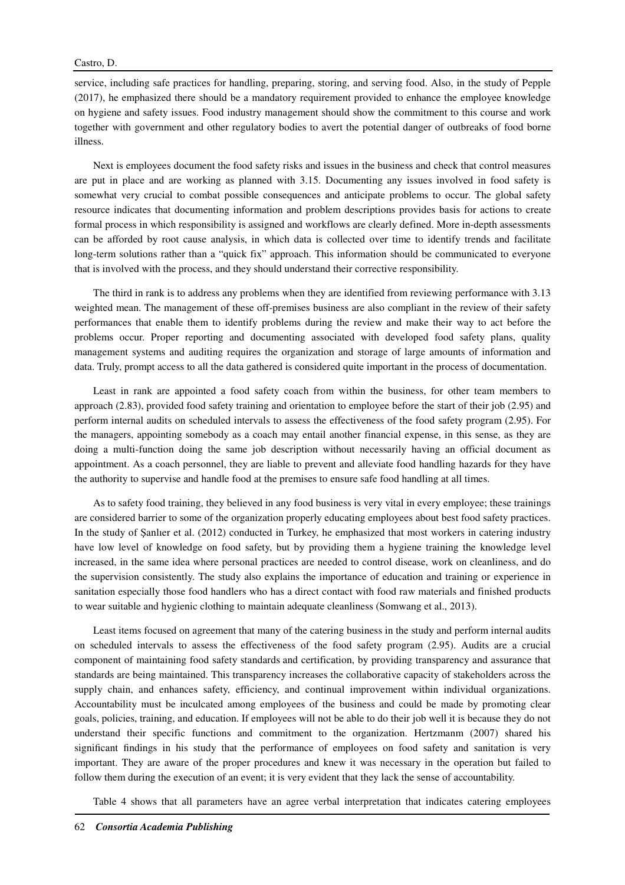service, including safe practices for handling, preparing, storing, and serving food. Also, in the study of Pepple (2017), he emphasized there should be a mandatory requirement provided to enhance the employee knowledge on hygiene and safety issues. Food industry management should show the commitment to this course and work together with government and other regulatory bodies to avert the potential danger of outbreaks of food borne illness.

Next is employees document the food safety risks and issues in the business and check that control measures are put in place and are working as planned with 3.15. Documenting any issues involved in food safety is somewhat very crucial to combat possible consequences and anticipate problems to occur. The global safety resource indicates that documenting information and problem descriptions provides basis for actions to create formal process in which responsibility is assigned and workflows are clearly defined. More in-depth assessments can be afforded by root cause analysis, in which data is collected over time to identify trends and facilitate long-term solutions rather than a "quick fix" approach. This information should be communicated to everyone that is involved with the process, and they should understand their corrective responsibility.

The third in rank is to address any problems when they are identified from reviewing performance with 3.13 weighted mean. The management of these off-premises business are also compliant in the review of their safety performances that enable them to identify problems during the review and make their way to act before the problems occur. Proper reporting and documenting associated with developed food safety plans, quality management systems and auditing requires the organization and storage of large amounts of information and data. Truly, prompt access to all the data gathered is considered quite important in the process of documentation.

Least in rank are appointed a food safety coach from within the business, for other team members to approach (2.83), provided food safety training and orientation to employee before the start of their job (2.95) and perform internal audits on scheduled intervals to assess the effectiveness of the food safety program (2.95). For the managers, appointing somebody as a coach may entail another financial expense, in this sense, as they are doing a multi-function doing the same job description without necessarily having an official document as appointment. As a coach personnel, they are liable to prevent and alleviate food handling hazards for they have the authority to supervise and handle food at the premises to ensure safe food handling at all times.

As to safety food training, they believed in any food business is very vital in every employee; these trainings are considered barrier to some of the organization properly educating employees about best food safety practices. In the study of Şanlıer et al. (2012) conducted in Turkey, he emphasized that most workers in catering industry have low level of knowledge on food safety, but by providing them a hygiene training the knowledge level increased, in the same idea where personal practices are needed to control disease, work on cleanliness, and do the supervision consistently. The study also explains the importance of education and training or experience in sanitation especially those food handlers who has a direct contact with food raw materials and finished products to wear suitable and hygienic clothing to maintain adequate cleanliness (Somwang et al., 2013).

Least items focused on agreement that many of the catering business in the study and perform internal audits on scheduled intervals to assess the effectiveness of the food safety program (2.95). Audits are a crucial component of maintaining food safety standards and certification, by providing transparency and assurance that standards are being maintained. This transparency increases the collaborative capacity of stakeholders across the supply chain, and enhances safety, efficiency, and continual improvement within individual organizations. Accountability must be inculcated among employees of the business and could be made by promoting clear goals, policies, training, and education. If employees will not be able to do their job well it is because they do not understand their specific functions and commitment to the organization. Hertzmanm (2007) shared his significant findings in his study that the performance of employees on food safety and sanitation is very important. They are aware of the proper procedures and knew it was necessary in the operation but failed to follow them during the execution of an event; it is very evident that they lack the sense of accountability.

Table 4 shows that all parameters have an agree verbal interpretation that indicates catering employees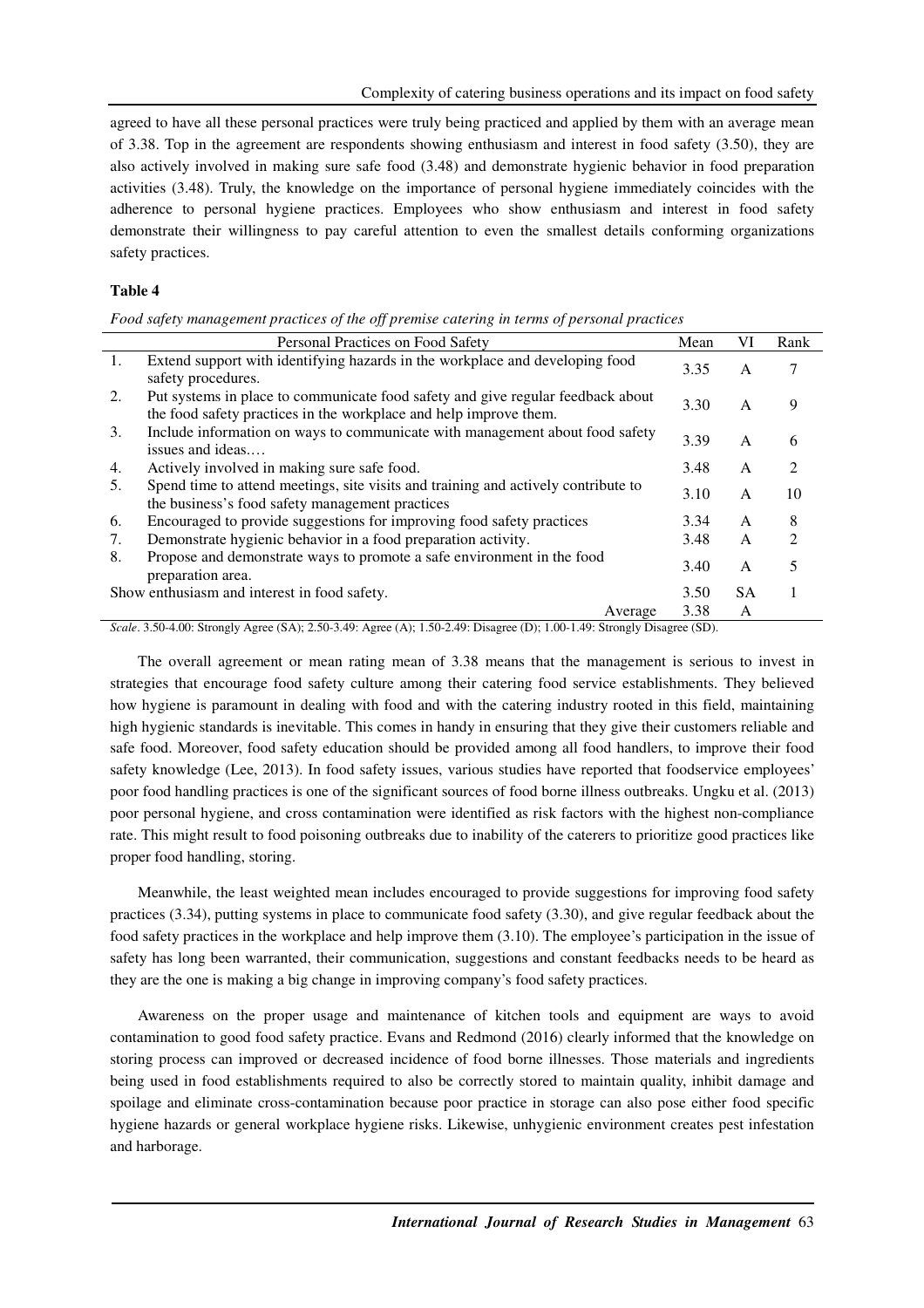agreed to have all these personal practices were truly being practiced and applied by them with an average mean of 3.38. Top in the agreement are respondents showing enthusiasm and interest in food safety (3.50), they are also actively involved in making sure safe food (3.48) and demonstrate hygienic behavior in food preparation activities (3.48). Truly, the knowledge on the importance of personal hygiene immediately coincides with the adherence to personal hygiene practices. Employees who show enthusiasm and interest in food safety demonstrate their willingness to pay careful attention to even the smallest details conforming organizations safety practices.

**Table 4**

*Food safety management practices of the off premise catering in terms of personal practices*

| | Personal Practices on Food Safety | Mean | VI | Rank |
|---|---|---|---|---|
| 1. | Extend support with identifying hazards in the workplace and developing food safety procedures. | 3.35 | A | 7 |
| 2. | Put systems in place to communicate food safety and give regular feedback about the food safety practices in the workplace and help improve them. | 3.30 | A | 9 |
| 3. | Include information on ways to communicate with management about food safety issues and ideas.… | 3.39 | A | 6 |
| 4. | Actively involved in making sure safe food. | 3.48 | A | 2 |
| 5. | Spend time to attend meetings, site visits and training and actively contribute to the business's food safety management practices | 3.10 | A | 10 |
| 6. | Encouraged to provide suggestions for improving food safety practices | 3.34 | A | 8 |
| 7. | Demonstrate hygienic behavior in a food preparation activity. | 3.48 | A | 2 |
| 8. | Propose and demonstrate ways to promote a safe environment in the food preparation area. | 3.40 | A | 5 |
| | Show enthusiasm and interest in food safety. | 3.50 | SA | 1 |
| | Average | 3.38 | A | |

*Scale*. 3.50-4.00: Strongly Agree (SA); 2.50-3.49: Agree (A); 1.50-2.49: Disagree (D); 1.00-1.49: Strongly Disagree (SD).

The overall agreement or mean rating mean of 3.38 means that the management is serious to invest in strategies that encourage food safety culture among their catering food service establishments. They believed how hygiene is paramount in dealing with food and with the catering industry rooted in this field, maintaining high hygienic standards is inevitable. This comes in handy in ensuring that they give their customers reliable and safe food. Moreover, food safety education should be provided among all food handlers, to improve their food safety knowledge (Lee, 2013). In food safety issues, various studies have reported that foodservice employees' poor food handling practices is one of the significant sources of food borne illness outbreaks. Ungku et al. (2013) poor personal hygiene, and cross contamination were identified as risk factors with the highest non-compliance rate. This might result to food poisoning outbreaks due to inability of the caterers to prioritize good practices like proper food handling, storing.

Meanwhile, the least weighted mean includes encouraged to provide suggestions for improving food safety practices (3.34), putting systems in place to communicate food safety (3.30), and give regular feedback about the food safety practices in the workplace and help improve them (3.10). The employee's participation in the issue of safety has long been warranted, their communication, suggestions and constant feedbacks needs to be heard as they are the one is making a big change in improving company's food safety practices.

Awareness on the proper usage and maintenance of kitchen tools and equipment are ways to avoid contamination to good food safety practice. Evans and Redmond (2016) clearly informed that the knowledge on storing process can improved or decreased incidence of food borne illnesses. Those materials and ingredients being used in food establishments required to also be correctly stored to maintain quality, inhibit damage and spoilage and eliminate cross-contamination because poor practice in storage can also pose either food specific hygiene hazards or general workplace hygiene risks. Likewise, unhygienic environment creates pest infestation and harborage.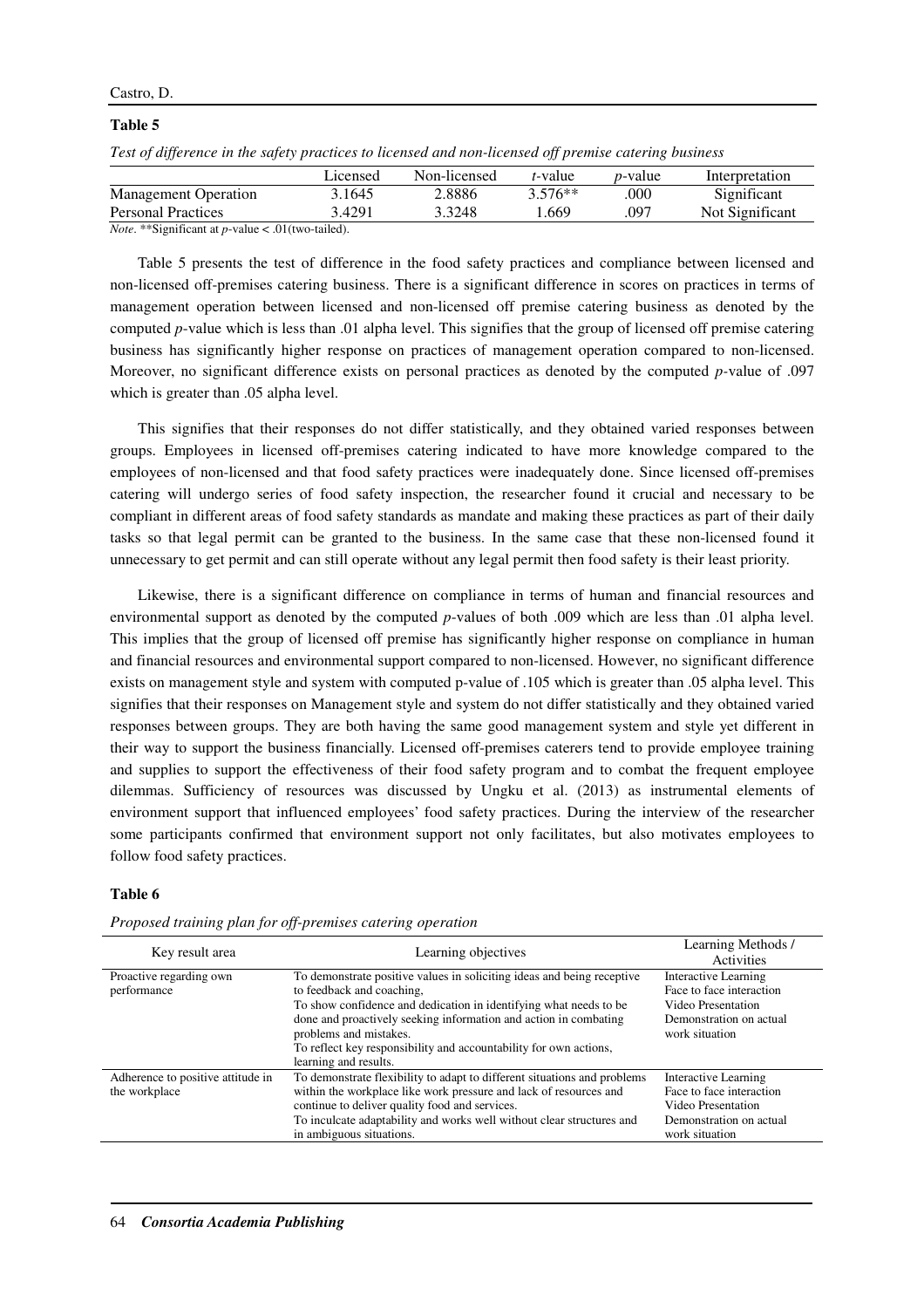**Table 5**

*Test of difference in the safety practices to licensed and non-licensed off premise catering business*

| | Licensed | Non-licensed | *t*-value | *p*-value | Interpretation |
|---|---|---|---|---|---|
| Management Operation | 3.1645 | 2.8886 | 3.576** | .000 | Significant |
| Personal Practices | 3.4291 | 3.3248 | 1.669 | .097 | Not Significant |

*Note*. **Significant at *p*-value < .01(two-tailed).

Table 5 presents the test of difference in the food safety practices and compliance between licensed and non-licensed off-premises catering business. There is a significant difference in scores on practices in terms of management operation between licensed and non-licensed off premise catering business as denoted by the computed *p*-value which is less than .01 alpha level. This signifies that the group of licensed off premise catering business has significantly higher response on practices of management operation compared to non-licensed. Moreover, no significant difference exists on personal practices as denoted by the computed *p*-value of .097 which is greater than .05 alpha level.

This signifies that their responses do not differ statistically, and they obtained varied responses between groups. Employees in licensed off-premises catering indicated to have more knowledge compared to the employees of non-licensed and that food safety practices were inadequately done. Since licensed off-premises catering will undergo series of food safety inspection, the researcher found it crucial and necessary to be compliant in different areas of food safety standards as mandate and making these practices as part of their daily tasks so that legal permit can be granted to the business. In the same case that these non-licensed found it unnecessary to get permit and can still operate without any legal permit then food safety is their least priority.

Likewise, there is a significant difference on compliance in terms of human and financial resources and environmental support as denoted by the computed *p*-values of both .009 which are less than .01 alpha level. This implies that the group of licensed off premise has significantly higher response on compliance in human and financial resources and environmental support compared to non-licensed. However, no significant difference exists on management style and system with computed p-value of .105 which is greater than .05 alpha level. This signifies that their responses on Management style and system do not differ statistically and they obtained varied responses between groups. They are both having the same good management system and style yet different in their way to support the business financially. Licensed off-premises caterers tend to provide employee training and supplies to support the effectiveness of their food safety program and to combat the frequent employee dilemmas. Sufficiency of resources was discussed by Ungku et al. (2013) as instrumental elements of environment support that influenced employees' food safety practices. During the interview of the researcher some participants confirmed that environment support not only facilitates, but also motivates employees to follow food safety practices.

**Table 6**

*Proposed training plan for off-premises catering operation*

| Key result area | Learning objectives | Learning Methods / Activities |
|---|---|---|
| Proactive regarding own performance | To demonstrate positive values in soliciting ideas and being receptive to feedback and coaching,<br>To show confidence and dedication in identifying what needs to be done and proactively seeking information and action in combating problems and mistakes.<br>To reflect key responsibility and accountability for own actions, learning and results. | Interactive Learning<br>Face to face interaction<br>Video Presentation<br>Demonstration on actual work situation |
| Adherence to positive attitude in the workplace | To demonstrate flexibility to adapt to different situations and problems within the workplace like work pressure and lack of resources and continue to deliver quality food and services.<br>To inculcate adaptability and works well without clear structures and in ambiguous situations. | Interactive Learning<br>Face to face interaction<br>Video Presentation<br>Demonstration on actual work situation |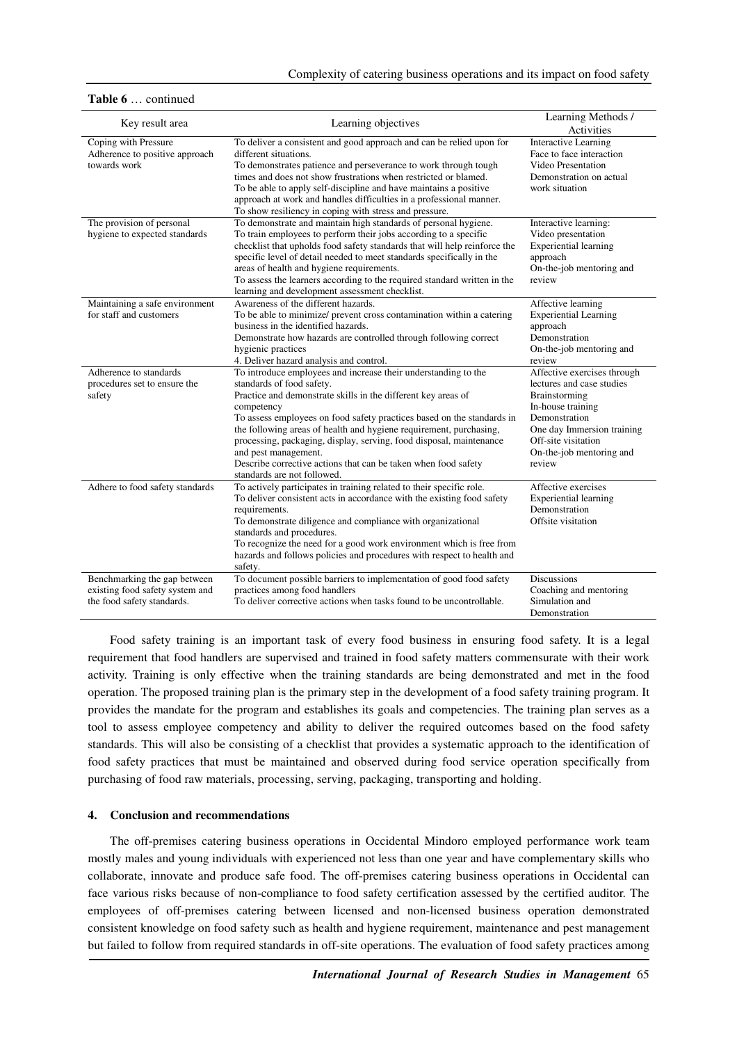**Table 6** … continued

| Key result area | Learning objectives | Learning Methods / Activities |
|---|---|---|
| Coping with Pressure Adherence to positive approach towards work | To deliver a consistent and good approach and can be relied upon for different situations. To demonstrates patience and perseverance to work through tough times and does not show frustrations when restricted or blamed. To be able to apply self-discipline and have maintains a positive approach at work and handles difficulties in a professional manner. To show resiliency in coping with stress and pressure. | Interactive Learning Face to face interaction Video Presentation Demonstration on actual work situation |
| The provision of personal hygiene to expected standards | To demonstrate and maintain high standards of personal hygiene. To train employees to perform their jobs according to a specific checklist that upholds food safety standards that will help reinforce the specific level of detail needed to meet standards specifically in the areas of health and hygiene requirements. To assess the learners according to the required standard written in the learning and development assessment checklist. | Interactive learning: Video presentation Experiential learning approach On-the-job mentoring and review |
| Maintaining a safe environment for staff and customers | Awareness of the different hazards. To be able to minimize/ prevent cross contamination within a catering business in the identified hazards. Demonstrate how hazards are controlled through following correct hygienic practices 4. Deliver hazard analysis and control. | Affective learning Experiential Learning approach Demonstration On-the-job mentoring and review |
| Adherence to standards procedures set to ensure the safety | To introduce employees and increase their understanding to the standards of food safety. Practice and demonstrate skills in the different key areas of competency To assess employees on food safety practices based on the standards in the following areas of health and hygiene requirement, purchasing, processing, packaging, display, serving, food disposal, maintenance and pest management. Describe corrective actions that can be taken when food safety standards are not followed. | Affective exercises through lectures and case studies Brainstorming In-house training Demonstration One day Immersion training Off-site visitation On-the-job mentoring and review |
| Adhere to food safety standards | To actively participates in training related to their specific role. To deliver consistent acts in accordance with the existing food safety requirements. To demonstrate diligence and compliance with organizational standards and procedures. To recognize the need for a good work environment which is free from hazards and follows policies and procedures with respect to health and safety. | Affective exercises Experiential learning Demonstration Offsite visitation |
| Benchmarking the gap between existing food safety system and the food safety standards. | To document possible barriers to implementation of good food safety practices among food handlers To deliver corrective actions when tasks found to be uncontrollable. | Discussions Coaching and mentoring Simulation and Demonstration |

Food safety training is an important task of every food business in ensuring food safety. It is a legal requirement that food handlers are supervised and trained in food safety matters commensurate with their work activity. Training is only effective when the training standards are being demonstrated and met in the food operation. The proposed training plan is the primary step in the development of a food safety training program. It provides the mandate for the program and establishes its goals and competencies. The training plan serves as a tool to assess employee competency and ability to deliver the required outcomes based on the food safety standards. This will also be consisting of a checklist that provides a systematic approach to the identification of food safety practices that must be maintained and observed during food service operation specifically from purchasing of food raw materials, processing, serving, packaging, transporting and holding.

## 4. Conclusion and recommendations

The off-premises catering business operations in Occidental Mindoro employed performance work team mostly males and young individuals with experienced not less than one year and have complementary skills who collaborate, innovate and produce safe food. The off-premises catering business operations in Occidental can face various risks because of non-compliance to food safety certification assessed by the certified auditor. The employees of off-premises catering between licensed and non-licensed business operation demonstrated consistent knowledge on food safety such as health and hygiene requirement, maintenance and pest management but failed to follow from required standards in off-site operations. The evaluation of food safety practices among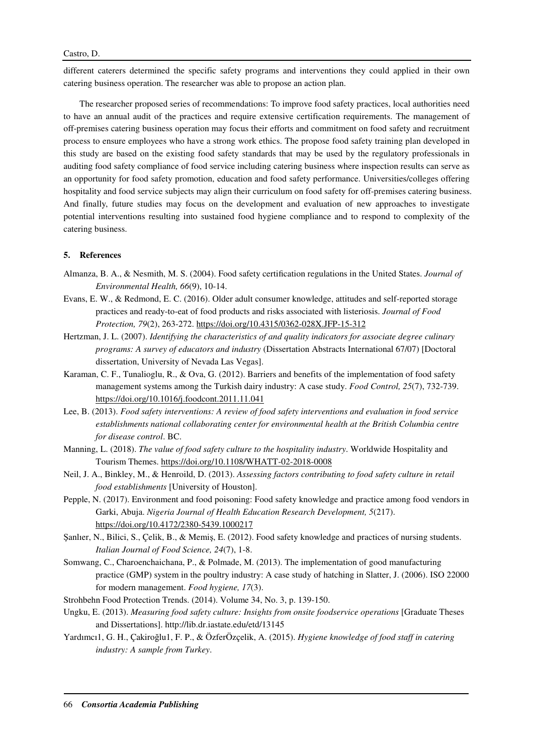different caterers determined the specific safety programs and interventions they could applied in their own catering business operation. The researcher was able to propose an action plan.

The researcher proposed series of recommendations: To improve food safety practices, local authorities need to have an annual audit of the practices and require extensive certification requirements. The management of off-premises catering business operation may focus their efforts and commitment on food safety and recruitment process to ensure employees who have a strong work ethics. The propose food safety training plan developed in this study are based on the existing food safety standards that may be used by the regulatory professionals in auditing food safety compliance of food service including catering business where inspection results can serve as an opportunity for food safety promotion, education and food safety performance. Universities/colleges offering hospitality and food service subjects may align their curriculum on food safety for off-premises catering business. And finally, future studies may focus on the development and evaluation of new approaches to investigate potential interventions resulting into sustained food hygiene compliance and to respond to complexity of the catering business.

## 5. References

Almanza, B. A., & Nesmith, M. S. (2004). Food safety certification regulations in the United States. *Journal of Environmental Health, 66*(9), 10-14.

Evans, E. W., & Redmond, E. C. (2016). Older adult consumer knowledge, attitudes and self-reported storage practices and ready-to-eat of food products and risks associated with listeriosis. *Journal of Food Protection, 79*(2), 263-272. https://doi.org/10.4315/0362-028X.JFP-15-312

Hertzman, J. L. (2007). *Identifying the characteristics of and quality indicators for associate degree culinary programs: A survey of educators and industry* (Dissertation Abstracts International 67/07) [Doctoral dissertation, University of Nevada Las Vegas].

Karaman, C. F., Tunalioglu, R., & Ova, G. (2012). Barriers and benefits of the implementation of food safety management systems among the Turkish dairy industry: A case study. *Food Control, 25*(7), 732-739. https://doi.org/10.1016/j.foodcont.2011.11.041

Lee, B. (2013). *Food safety interventions: A review of food safety interventions and evaluation in food service establishments national collaborating center for environmental health at the British Columbia centre for disease control*. BC.

Manning, L. (2018). *The value of food safety culture to the hospitality industry*. Worldwide Hospitality and Tourism Themes. https://doi.org/10.1108/WHATT-02-2018-0008

Neil, J. A., Binkley, M., & Henroild, D. (2013). *Assessing factors contributing to food safety culture in retail food establishments* [University of Houston].

Pepple, N. (2017). Environment and food poisoning: Food safety knowledge and practice among food vendors in Garki, Abuja. *Nigeria Journal of Health Education Research Development, 5*(217). https://doi.org/10.4172/2380-5439.1000217

Şanlıer, N., Bilici, S., Çelik, B., & Memiş, E. (2012). Food safety knowledge and practices of nursing students. *Italian Journal of Food Science, 24*(7), 1-8.

Somwang, C., Charoenchaichana, P., & Polmade, M. (2013). The implementation of good manufacturing practice (GMP) system in the poultry industry: A case study of hatching in Slatter, J. (2006). ISO 22000 for modern management. *Food hygiene, 17*(3).

Strohbehn Food Protection Trends. (2014). Volume 34, No. 3, p. 139-150.

Ungku, E. (2013). *Measuring food safety culture: Insights from onsite foodservice operations* [Graduate Theses and Dissertations]. http://lib.dr.iastate.edu/etd/13145

Yardımcı1, G. H., Çakiroğlu1, F. P., & ÖzferÖzçelik, A. (2015). *Hygiene knowledge of food staff in catering industry: A sample from Turkey*.